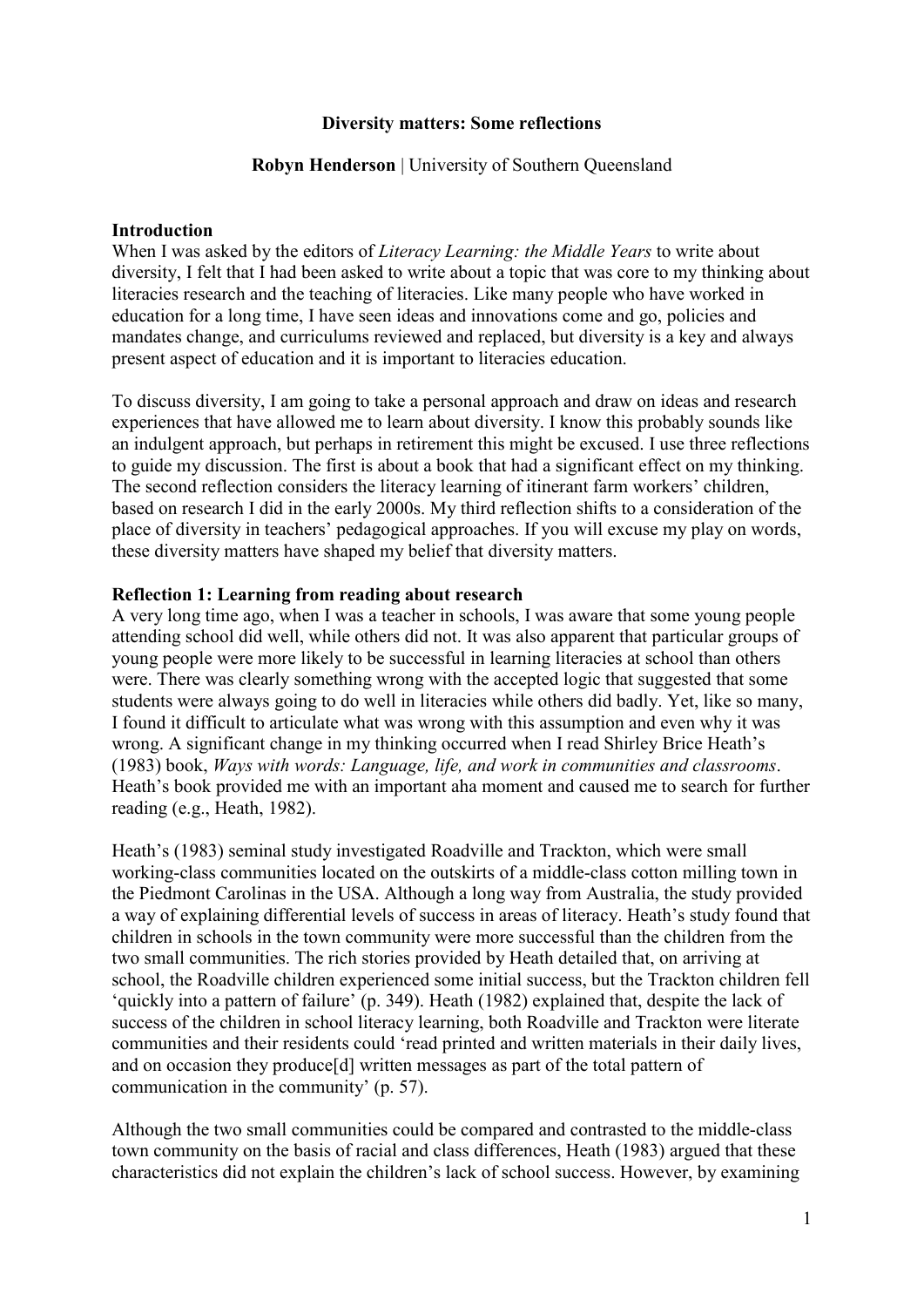# Diversity matters: Some reflections

**Robyn Henderson** | University of Southern Queensland

## Introduction

When I was asked by the editors of *Literacy Learning: the Middle Years* to write about diversity, I felt that I had been asked to write about a topic that was core to my thinking about literacies research and the teaching of literacies. Like many people who have worked in education for a long time, I have seen ideas and innovations come and go, policies and mandates change, and curriculums reviewed and replaced, but diversity is a key and always present aspect of education and it is important to literacies education.

To discuss diversity, I am going to take a personal approach and draw on ideas and research experiences that have allowed me to learn about diversity. I know this probably sounds like an indulgent approach, but perhaps in retirement this might be excused. I use three reflections to guide my discussion. The first is about a book that had a significant effect on my thinking. The second reflection considers the literacy learning of itinerant farm workers' children, based on research I did in the early 2000s. My third reflection shifts to a consideration of the place of diversity in teachers' pedagogical approaches. If you will excuse my play on words, these diversity matters have shaped my belief that diversity matters.

## Reflection 1: Learning from reading about research

A very long time ago, when I was a teacher in schools, I was aware that some young people attending school did well, while others did not. It was also apparent that particular groups of young people were more likely to be successful in learning literacies at school than others were. There was clearly something wrong with the accepted logic that suggested that some students were always going to do well in literacies while others did badly. Yet, like so many, I found it difficult to articulate what was wrong with this assumption and even why it was wrong. A significant change in my thinking occurred when I read Shirley Brice Heath's (1983) book, *Ways with words: Language, life, and work in communities and classrooms*. Heath's book provided me with an important aha moment and caused me to search for further reading (e.g., Heath, 1982).

Heath's (1983) seminal study investigated Roadville and Trackton, which were small working-class communities located on the outskirts of a middle-class cotton milling town in the Piedmont Carolinas in the USA. Although a long way from Australia, the study provided a way of explaining differential levels of success in areas of literacy. Heath's study found that children in schools in the town community were more successful than the children from the two small communities. The rich stories provided by Heath detailed that, on arriving at school, the Roadville children experienced some initial success, but the Trackton children fell 'quickly into a pattern of failure' (p. 349). Heath (1982) explained that, despite the lack of success of the children in school literacy learning, both Roadville and Trackton were literate communities and their residents could 'read printed and written materials in their daily lives, and on occasion they produce[d] written messages as part of the total pattern of communication in the community' (p. 57).

Although the two small communities could be compared and contrasted to the middle-class town community on the basis of racial and class differences, Heath (1983) argued that these characteristics did not explain the children's lack of school success. However, by examining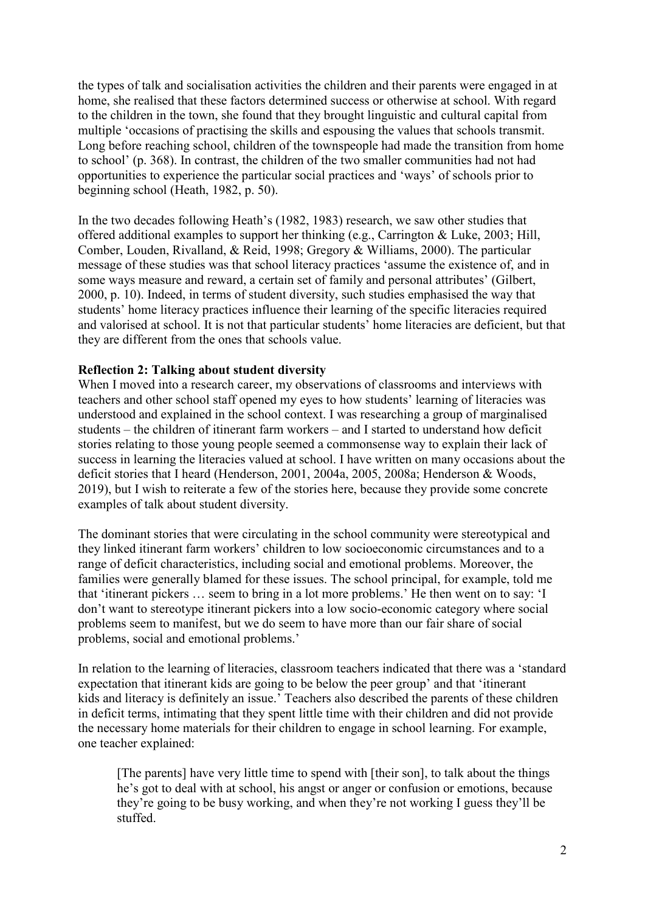the types of talk and socialisation activities the children and their parents were engaged in at home, she realised that these factors determined success or otherwise at school. With regard to the children in the town, she found that they brought linguistic and cultural capital from multiple 'occasions of practising the skills and espousing the values that schools transmit. Long before reaching school, children of the townspeople had made the transition from home to school' (p. 368). In contrast, the children of the two smaller communities had not had opportunities to experience the particular social practices and 'ways' of schools prior to beginning school (Heath, 1982, p. 50).

In the two decades following Heath's (1982, 1983) research, we saw other studies that offered additional examples to support her thinking (e.g., Carrington & Luke, 2003; Hill, Comber, Louden, Rivalland, & Reid, 1998; Gregory & Williams, 2000). The particular message of these studies was that school literacy practices 'assume the existence of, and in some ways measure and reward, a certain set of family and personal attributes' (Gilbert, 2000, p. 10). Indeed, in terms of student diversity, such studies emphasised the way that students' home literacy practices influence their learning of the specific literacies required and valorised at school. It is not that particular students' home literacies are deficient, but that they are different from the ones that schools value.

**Reflection 2: Talking about student diversity**

When I moved into a research career, my observations of classrooms and interviews with teachers and other school staff opened my eyes to how students' learning of literacies was understood and explained in the school context. I was researching a group of marginalised students – the children of itinerant farm workers – and I started to understand how deficit stories relating to those young people seemed a commonsense way to explain their lack of success in learning the literacies valued at school. I have written on many occasions about the deficit stories that I heard (Henderson, 2001, 2004a, 2005, 2008a; Henderson & Woods, 2019), but I wish to reiterate a few of the stories here, because they provide some concrete examples of talk about student diversity.

The dominant stories that were circulating in the school community were stereotypical and they linked itinerant farm workers' children to low socioeconomic circumstances and to a range of deficit characteristics, including social and emotional problems. Moreover, the families were generally blamed for these issues. The school principal, for example, told me that 'itinerant pickers … seem to bring in a lot more problems.' He then went on to say: 'I don't want to stereotype itinerant pickers into a low socio-economic category where social problems seem to manifest, but we do seem to have more than our fair share of social problems, social and emotional problems.'

In relation to the learning of literacies, classroom teachers indicated that there was a 'standard expectation that itinerant kids are going to be below the peer group' and that 'itinerant kids and literacy is definitely an issue.' Teachers also described the parents of these children in deficit terms, intimating that they spent little time with their children and did not provide the necessary home materials for their children to engage in school learning. For example, one teacher explained:

> [The parents] have very little time to spend with [their son], to talk about the things he's got to deal with at school, his angst or anger or confusion or emotions, because they're going to be busy working, and when they're not working I guess they'll be stuffed.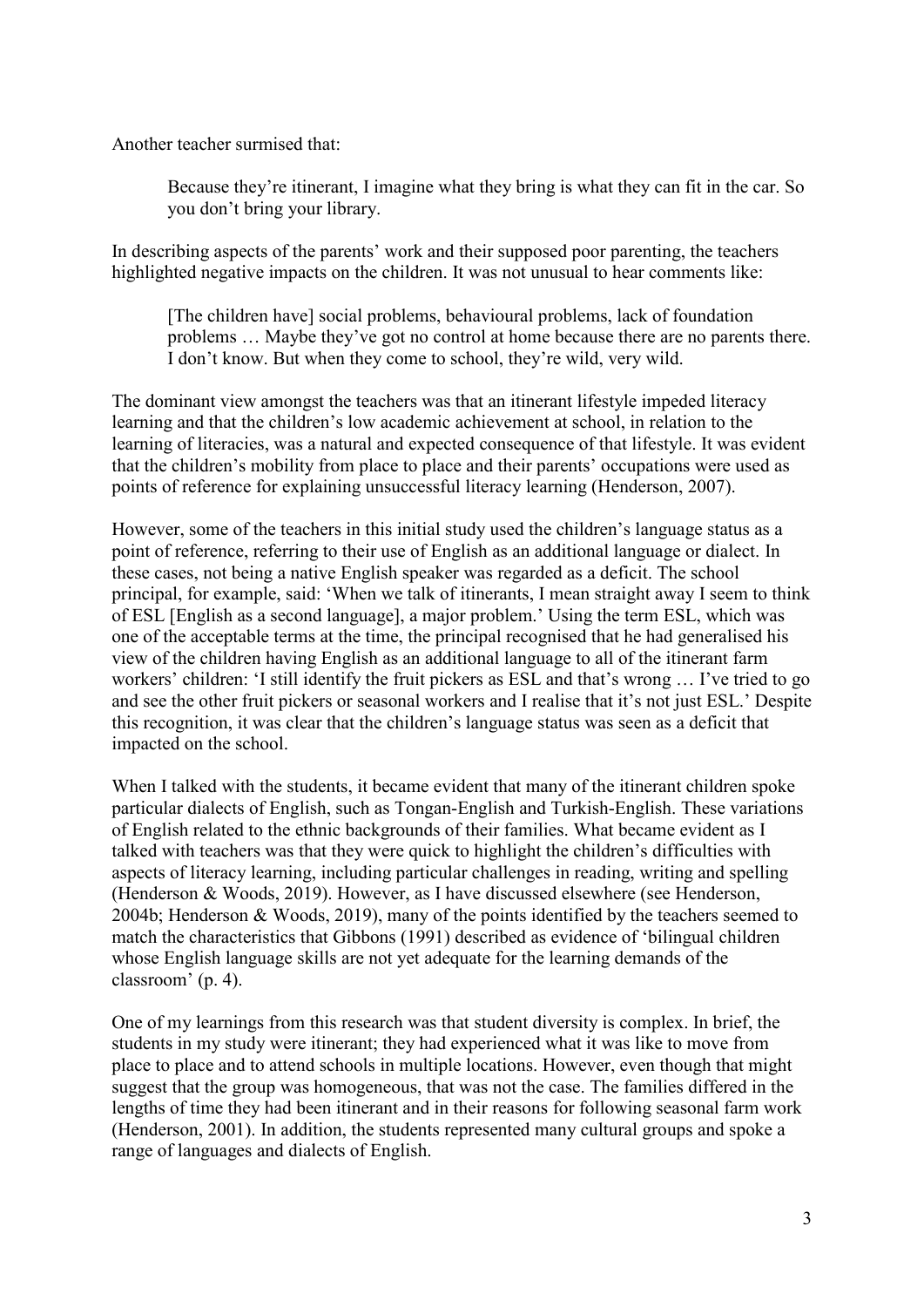Another teacher surmised that:

> Because they're itinerant, I imagine what they bring is what they can fit in the car. So you don't bring your library.

In describing aspects of the parents' work and their supposed poor parenting, the teachers highlighted negative impacts on the children. It was not unusual to hear comments like:

> [The children have] social problems, behavioural problems, lack of foundation problems … Maybe they've got no control at home because there are no parents there. I don't know. But when they come to school, they're wild, very wild.

The dominant view amongst the teachers was that an itinerant lifestyle impeded literacy learning and that the children's low academic achievement at school, in relation to the learning of literacies, was a natural and expected consequence of that lifestyle. It was evident that the children's mobility from place to place and their parents' occupations were used as points of reference for explaining unsuccessful literacy learning (Henderson, 2007).

However, some of the teachers in this initial study used the children's language status as a point of reference, referring to their use of English as an additional language or dialect. In these cases, not being a native English speaker was regarded as a deficit. The school principal, for example, said: 'When we talk of itinerants, I mean straight away I seem to think of ESL [English as a second language], a major problem.' Using the term ESL, which was one of the acceptable terms at the time, the principal recognised that he had generalised his view of the children having English as an additional language to all of the itinerant farm workers' children: 'I still identify the fruit pickers as ESL and that's wrong … I've tried to go and see the other fruit pickers or seasonal workers and I realise that it's not just ESL.' Despite this recognition, it was clear that the children's language status was seen as a deficit that impacted on the school.

When I talked with the students, it became evident that many of the itinerant children spoke particular dialects of English, such as Tongan-English and Turkish-English. These variations of English related to the ethnic backgrounds of their families. What became evident as I talked with teachers was that they were quick to highlight the children's difficulties with aspects of literacy learning, including particular challenges in reading, writing and spelling (Henderson & Woods, 2019). However, as I have discussed elsewhere (see Henderson, 2004b; Henderson & Woods, 2019), many of the points identified by the teachers seemed to match the characteristics that Gibbons (1991) described as evidence of 'bilingual children whose English language skills are not yet adequate for the learning demands of the classroom' (p. 4).

One of my learnings from this research was that student diversity is complex. In brief, the students in my study were itinerant; they had experienced what it was like to move from place to place and to attend schools in multiple locations. However, even though that might suggest that the group was homogeneous, that was not the case. The families differed in the lengths of time they had been itinerant and in their reasons for following seasonal farm work (Henderson, 2001). In addition, the students represented many cultural groups and spoke a range of languages and dialects of English.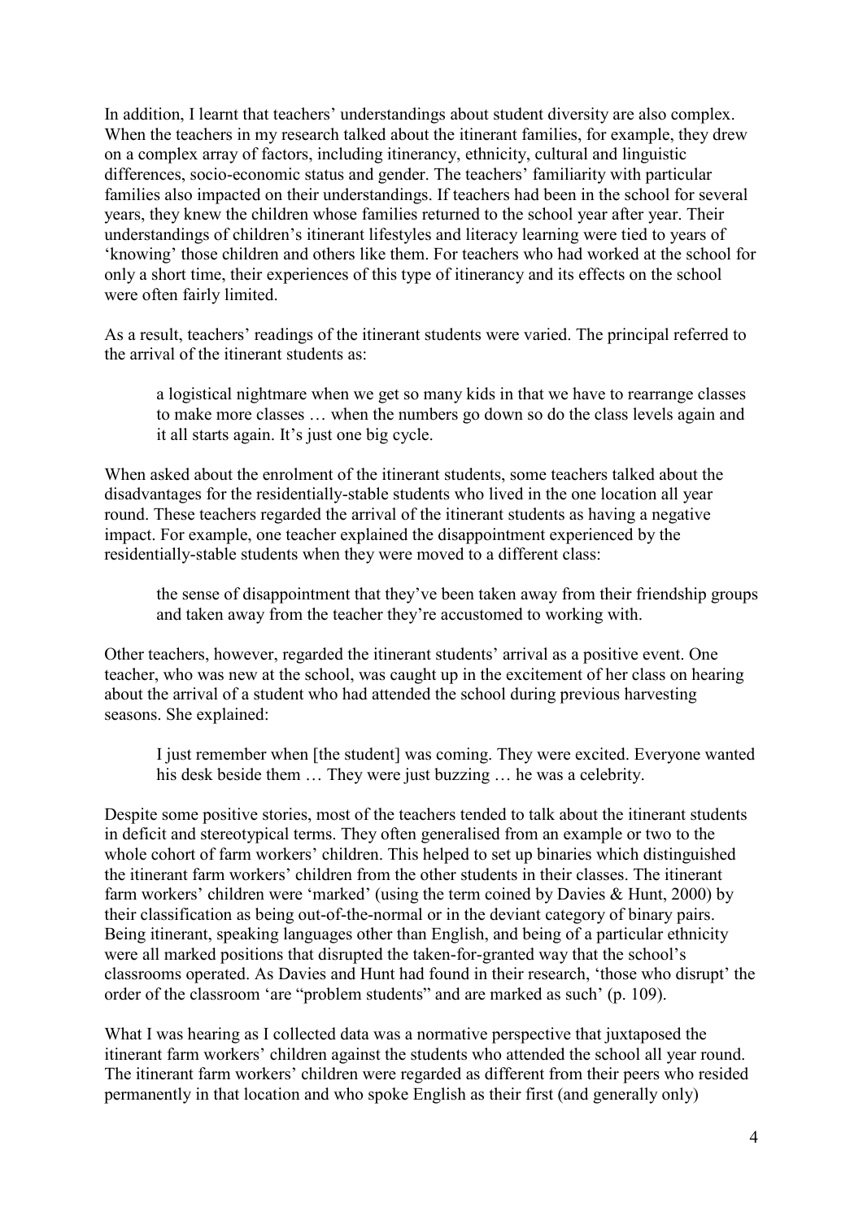In addition, I learnt that teachers' understandings about student diversity are also complex. When the teachers in my research talked about the itinerant families, for example, they drew on a complex array of factors, including itinerancy, ethnicity, cultural and linguistic differences, socio-economic status and gender. The teachers' familiarity with particular families also impacted on their understandings. If teachers had been in the school for several years, they knew the children whose families returned to the school year after year. Their understandings of children's itinerant lifestyles and literacy learning were tied to years of 'knowing' those children and others like them. For teachers who had worked at the school for only a short time, their experiences of this type of itinerancy and its effects on the school were often fairly limited.

As a result, teachers' readings of the itinerant students were varied. The principal referred to the arrival of the itinerant students as:

> a logistical nightmare when we get so many kids in that we have to rearrange classes to make more classes … when the numbers go down so do the class levels again and it all starts again. It's just one big cycle.

When asked about the enrolment of the itinerant students, some teachers talked about the disadvantages for the residentially-stable students who lived in the one location all year round. These teachers regarded the arrival of the itinerant students as having a negative impact. For example, one teacher explained the disappointment experienced by the residentially-stable students when they were moved to a different class:

> the sense of disappointment that they've been taken away from their friendship groups and taken away from the teacher they're accustomed to working with.

Other teachers, however, regarded the itinerant students' arrival as a positive event. One teacher, who was new at the school, was caught up in the excitement of her class on hearing about the arrival of a student who had attended the school during previous harvesting seasons. She explained:

> I just remember when [the student] was coming. They were excited. Everyone wanted his desk beside them … They were just buzzing … he was a celebrity.

Despite some positive stories, most of the teachers tended to talk about the itinerant students in deficit and stereotypical terms. They often generalised from an example or two to the whole cohort of farm workers' children. This helped to set up binaries which distinguished the itinerant farm workers' children from the other students in their classes. The itinerant farm workers' children were 'marked' (using the term coined by Davies & Hunt, 2000) by their classification as being out-of-the-normal or in the deviant category of binary pairs. Being itinerant, speaking languages other than English, and being of a particular ethnicity were all marked positions that disrupted the taken-for-granted way that the school's classrooms operated. As Davies and Hunt had found in their research, 'those who disrupt' the order of the classroom 'are "problem students" and are marked as such' (p. 109).

What I was hearing as I collected data was a normative perspective that juxtaposed the itinerant farm workers' children against the students who attended the school all year round. The itinerant farm workers' children were regarded as different from their peers who resided permanently in that location and who spoke English as their first (and generally only)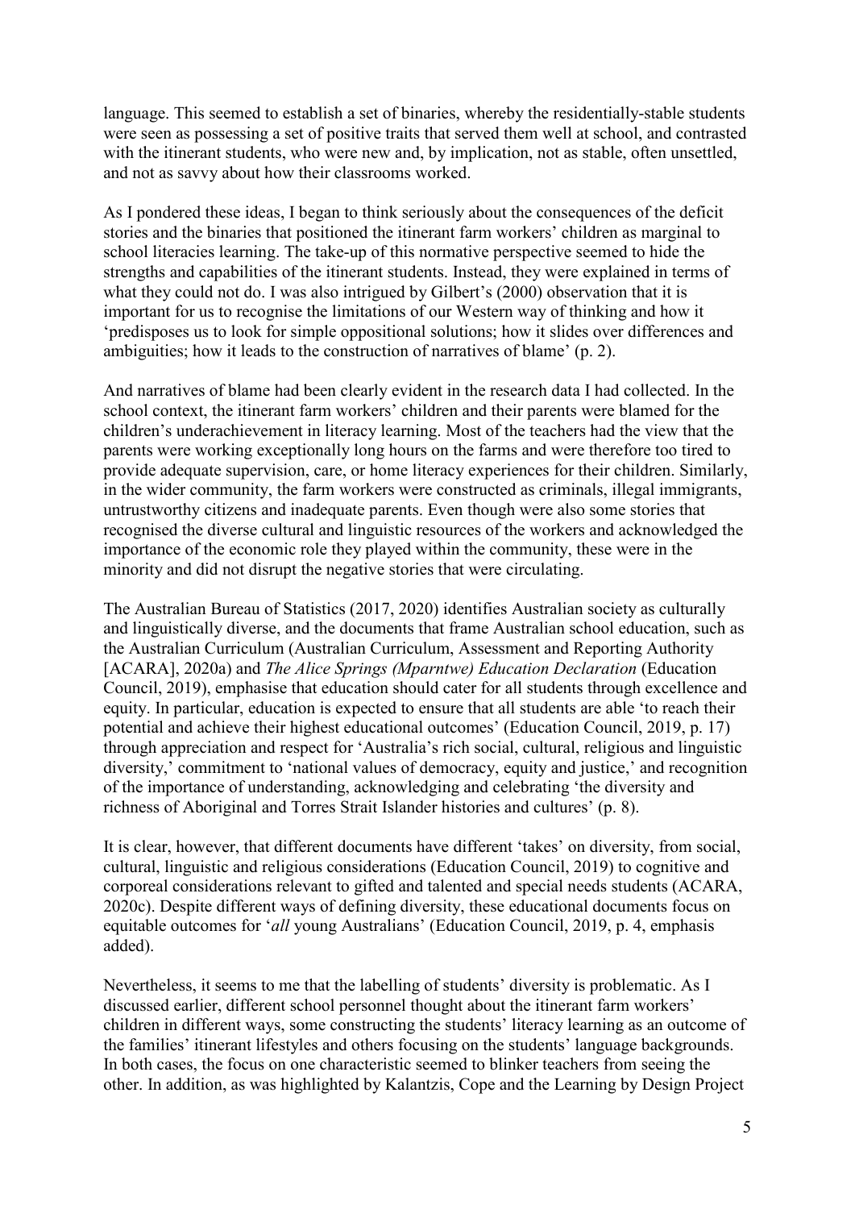language. This seemed to establish a set of binaries, whereby the residentially-stable students were seen as possessing a set of positive traits that served them well at school, and contrasted with the itinerant students, who were new and, by implication, not as stable, often unsettled, and not as savvy about how their classrooms worked.

As I pondered these ideas, I began to think seriously about the consequences of the deficit stories and the binaries that positioned the itinerant farm workers' children as marginal to school literacies learning. The take-up of this normative perspective seemed to hide the strengths and capabilities of the itinerant students. Instead, they were explained in terms of what they could not do. I was also intrigued by Gilbert's (2000) observation that it is important for us to recognise the limitations of our Western way of thinking and how it 'predisposes us to look for simple oppositional solutions; how it slides over differences and ambiguities; how it leads to the construction of narratives of blame' (p. 2).

And narratives of blame had been clearly evident in the research data I had collected. In the school context, the itinerant farm workers' children and their parents were blamed for the children's underachievement in literacy learning. Most of the teachers had the view that the parents were working exceptionally long hours on the farms and were therefore too tired to provide adequate supervision, care, or home literacy experiences for their children. Similarly, in the wider community, the farm workers were constructed as criminals, illegal immigrants, untrustworthy citizens and inadequate parents. Even though were also some stories that recognised the diverse cultural and linguistic resources of the workers and acknowledged the importance of the economic role they played within the community, these were in the minority and did not disrupt the negative stories that were circulating.

The Australian Bureau of Statistics (2017, 2020) identifies Australian society as culturally and linguistically diverse, and the documents that frame Australian school education, such as the Australian Curriculum (Australian Curriculum, Assessment and Reporting Authority [ACARA], 2020a) and *The Alice Springs (Mparntwe) Education Declaration* (Education Council, 2019), emphasise that education should cater for all students through excellence and equity. In particular, education is expected to ensure that all students are able 'to reach their potential and achieve their highest educational outcomes' (Education Council, 2019, p. 17) through appreciation and respect for 'Australia's rich social, cultural, religious and linguistic diversity,' commitment to 'national values of democracy, equity and justice,' and recognition of the importance of understanding, acknowledging and celebrating 'the diversity and richness of Aboriginal and Torres Strait Islander histories and cultures' (p. 8).

It is clear, however, that different documents have different 'takes' on diversity, from social, cultural, linguistic and religious considerations (Education Council, 2019) to cognitive and corporeal considerations relevant to gifted and talented and special needs students (ACARA, 2020c). Despite different ways of defining diversity, these educational documents focus on equitable outcomes for '*all* young Australians' (Education Council, 2019, p. 4, emphasis added).

Nevertheless, it seems to me that the labelling of students' diversity is problematic. As I discussed earlier, different school personnel thought about the itinerant farm workers' children in different ways, some constructing the students' literacy learning as an outcome of the families' itinerant lifestyles and others focusing on the students' language backgrounds. In both cases, the focus on one characteristic seemed to blinker teachers from seeing the other. In addition, as was highlighted by Kalantzis, Cope and the Learning by Design Project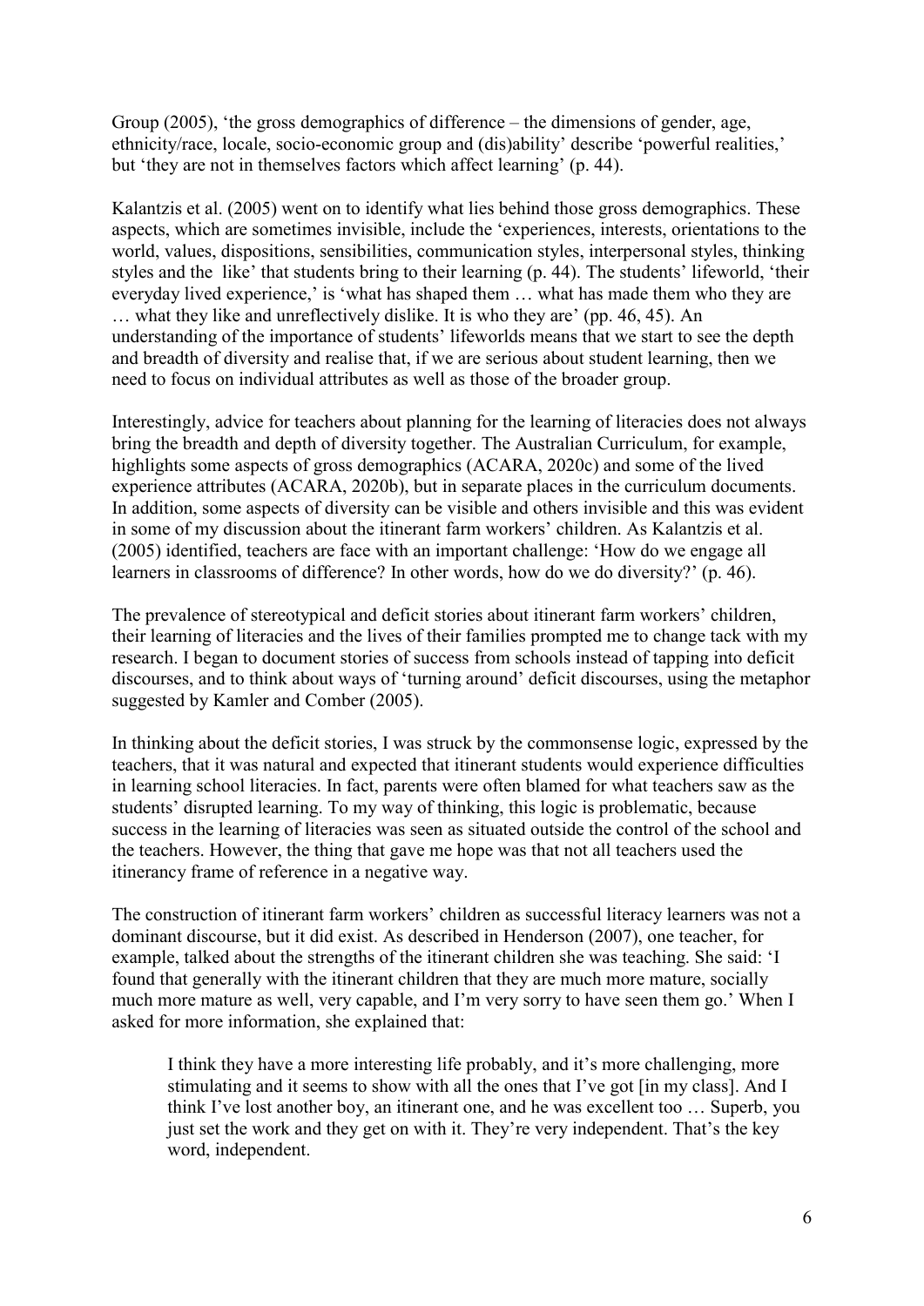Group (2005), 'the gross demographics of difference – the dimensions of gender, age, ethnicity/race, locale, socio-economic group and (dis)ability' describe 'powerful realities,' but 'they are not in themselves factors which affect learning' (p. 44).

Kalantzis et al. (2005) went on to identify what lies behind those gross demographics. These aspects, which are sometimes invisible, include the 'experiences, interests, orientations to the world, values, dispositions, sensibilities, communication styles, interpersonal styles, thinking styles and the like' that students bring to their learning (p. 44). The students' lifeworld, 'their everyday lived experience,' is 'what has shaped them … what has made them who they are … what they like and unreflectively dislike. It is who they are' (pp. 46, 45). An understanding of the importance of students' lifeworlds means that we start to see the depth and breadth of diversity and realise that, if we are serious about student learning, then we need to focus on individual attributes as well as those of the broader group.

Interestingly, advice for teachers about planning for the learning of literacies does not always bring the breadth and depth of diversity together. The Australian Curriculum, for example, highlights some aspects of gross demographics (ACARA, 2020c) and some of the lived experience attributes (ACARA, 2020b), but in separate places in the curriculum documents. In addition, some aspects of diversity can be visible and others invisible and this was evident in some of my discussion about the itinerant farm workers' children. As Kalantzis et al. (2005) identified, teachers are face with an important challenge: 'How do we engage all learners in classrooms of difference? In other words, how do we do diversity?' (p. 46).

The prevalence of stereotypical and deficit stories about itinerant farm workers' children, their learning of literacies and the lives of their families prompted me to change tack with my research. I began to document stories of success from schools instead of tapping into deficit discourses, and to think about ways of 'turning around' deficit discourses, using the metaphor suggested by Kamler and Comber (2005).

In thinking about the deficit stories, I was struck by the commonsense logic, expressed by the teachers, that it was natural and expected that itinerant students would experience difficulties in learning school literacies. In fact, parents were often blamed for what teachers saw as the students' disrupted learning. To my way of thinking, this logic is problematic, because success in the learning of literacies was seen as situated outside the control of the school and the teachers. However, the thing that gave me hope was that not all teachers used the itinerancy frame of reference in a negative way.

The construction of itinerant farm workers' children as successful literacy learners was not a dominant discourse, but it did exist. As described in Henderson (2007), one teacher, for example, talked about the strengths of the itinerant children she was teaching. She said: 'I found that generally with the itinerant children that they are much more mature, socially much more mature as well, very capable, and I'm very sorry to have seen them go.' When I asked for more information, she explained that:

> I think they have a more interesting life probably, and it's more challenging, more stimulating and it seems to show with all the ones that I've got [in my class]. And I think I've lost another boy, an itinerant one, and he was excellent too … Superb, you just set the work and they get on with it. They're very independent. That's the key word, independent.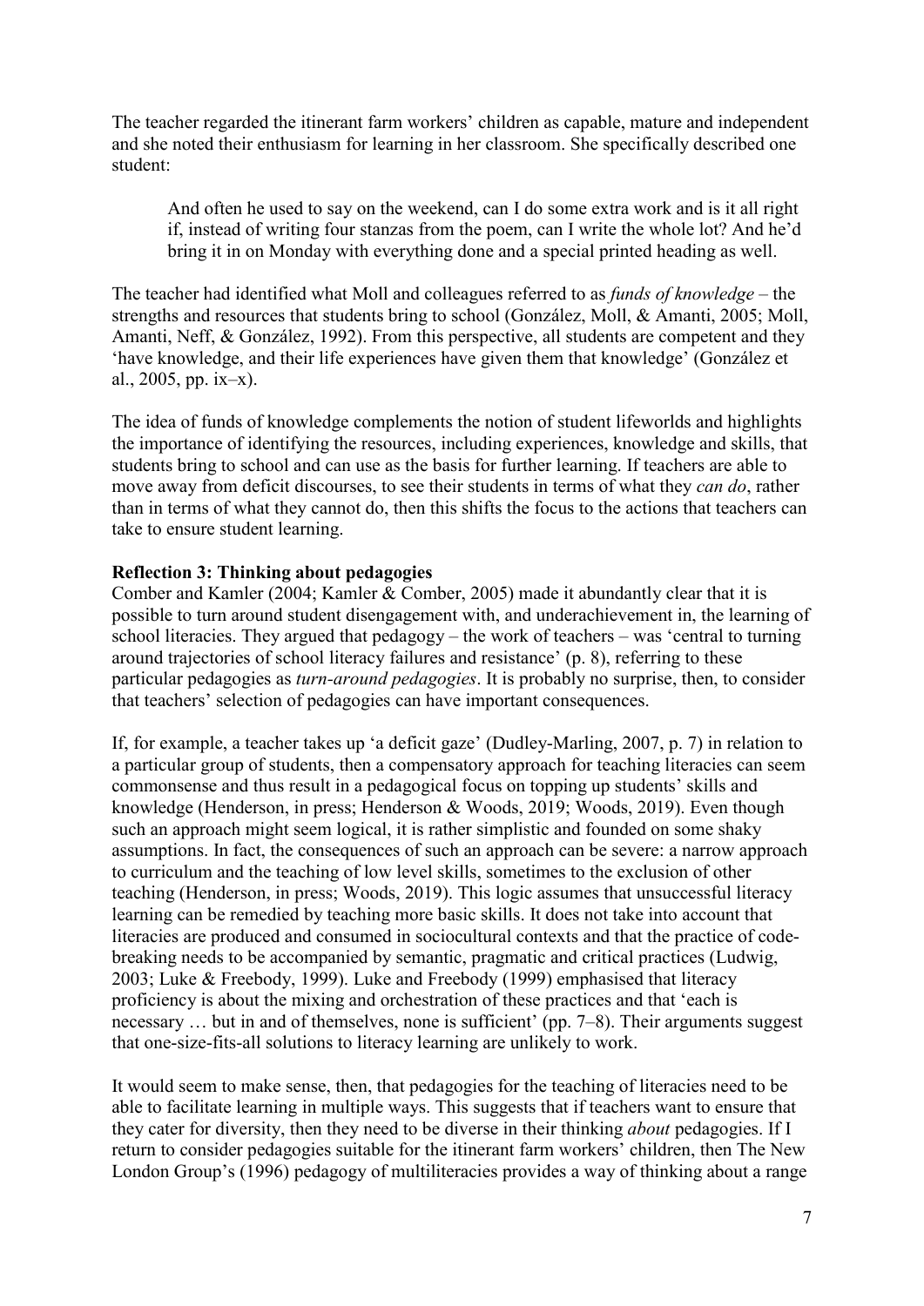The teacher regarded the itinerant farm workers' children as capable, mature and independent and she noted their enthusiasm for learning in her classroom. She specifically described one student:

> And often he used to say on the weekend, can I do some extra work and is it all right if, instead of writing four stanzas from the poem, can I write the whole lot? And he'd bring it in on Monday with everything done and a special printed heading as well.

The teacher had identified what Moll and colleagues referred to as *funds of knowledge* – the strengths and resources that students bring to school (González, Moll, & Amanti, 2005; Moll, Amanti, Neff, & González, 1992). From this perspective, all students are competent and they 'have knowledge, and their life experiences have given them that knowledge' (González et al., 2005, pp. ix–x).

The idea of funds of knowledge complements the notion of student lifeworlds and highlights the importance of identifying the resources, including experiences, knowledge and skills, that students bring to school and can use as the basis for further learning. If teachers are able to move away from deficit discourses, to see their students in terms of what they *can do*, rather than in terms of what they cannot do, then this shifts the focus to the actions that teachers can take to ensure student learning.

**Reflection 3: Thinking about pedagogies**

Comber and Kamler (2004; Kamler & Comber, 2005) made it abundantly clear that it is possible to turn around student disengagement with, and underachievement in, the learning of school literacies. They argued that pedagogy – the work of teachers – was 'central to turning around trajectories of school literacy failures and resistance' (p. 8), referring to these particular pedagogies as *turn-around pedagogies*. It is probably no surprise, then, to consider that teachers' selection of pedagogies can have important consequences.

If, for example, a teacher takes up 'a deficit gaze' (Dudley-Marling, 2007, p. 7) in relation to a particular group of students, then a compensatory approach for teaching literacies can seem commonsense and thus result in a pedagogical focus on topping up students' skills and knowledge (Henderson, in press; Henderson & Woods, 2019; Woods, 2019). Even though such an approach might seem logical, it is rather simplistic and founded on some shaky assumptions. In fact, the consequences of such an approach can be severe: a narrow approach to curriculum and the teaching of low level skills, sometimes to the exclusion of other teaching (Henderson, in press; Woods, 2019). This logic assumes that unsuccessful literacy learning can be remedied by teaching more basic skills. It does not take into account that literacies are produced and consumed in sociocultural contexts and that the practice of code-breaking needs to be accompanied by semantic, pragmatic and critical practices (Ludwig, 2003; Luke & Freebody, 1999). Luke and Freebody (1999) emphasised that literacy proficiency is about the mixing and orchestration of these practices and that 'each is necessary … but in and of themselves, none is sufficient' (pp. 7–8). Their arguments suggest that one-size-fits-all solutions to literacy learning are unlikely to work.

It would seem to make sense, then, that pedagogies for the teaching of literacies need to be able to facilitate learning in multiple ways. This suggests that if teachers want to ensure that they cater for diversity, then they need to be diverse in their thinking *about* pedagogies. If I return to consider pedagogies suitable for the itinerant farm workers' children, then The New London Group's (1996) pedagogy of multiliteracies provides a way of thinking about a range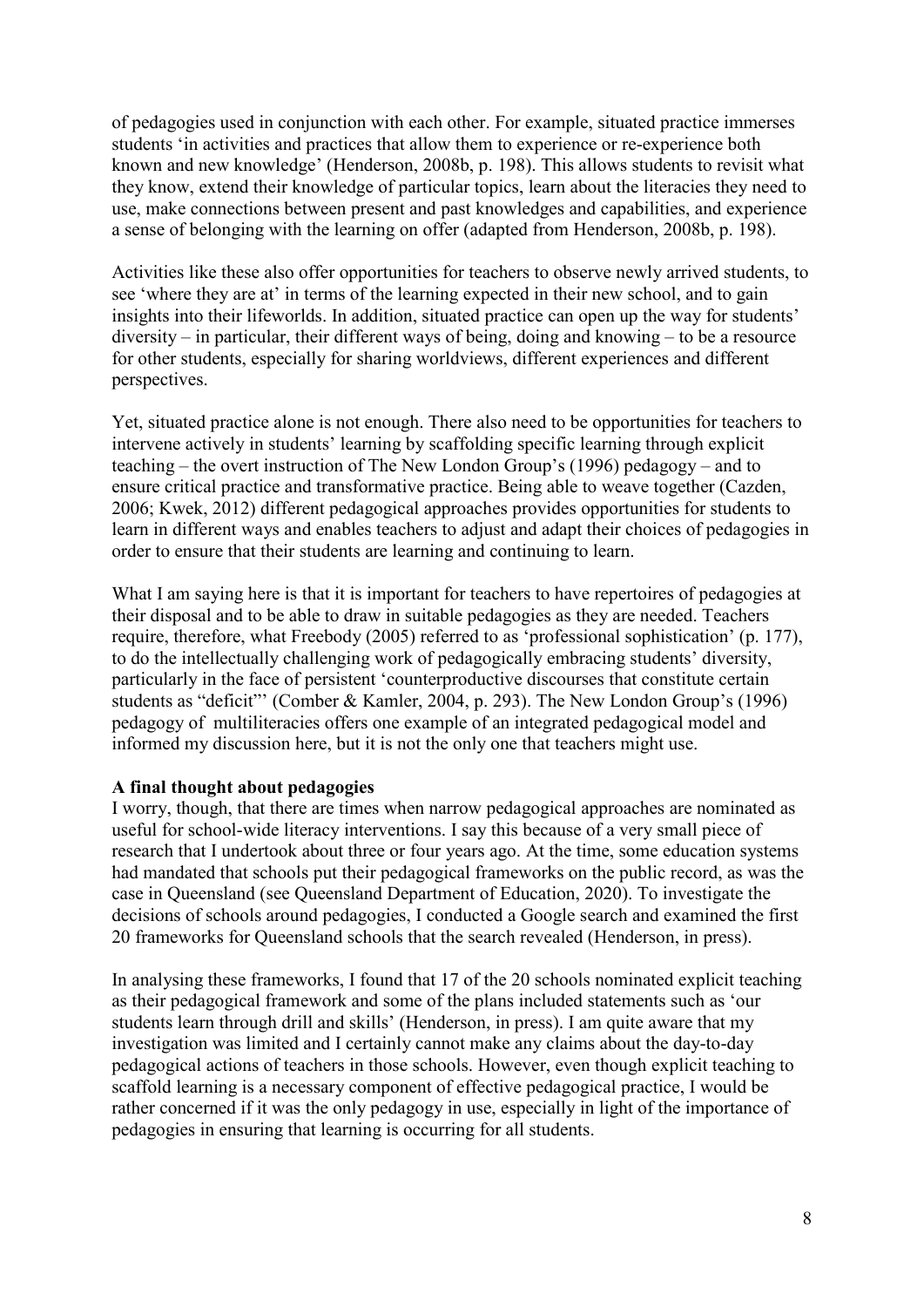of pedagogies used in conjunction with each other. For example, situated practice immerses students 'in activities and practices that allow them to experience or re-experience both known and new knowledge' (Henderson, 2008b, p. 198). This allows students to revisit what they know, extend their knowledge of particular topics, learn about the literacies they need to use, make connections between present and past knowledges and capabilities, and experience a sense of belonging with the learning on offer (adapted from Henderson, 2008b, p. 198).

Activities like these also offer opportunities for teachers to observe newly arrived students, to see 'where they are at' in terms of the learning expected in their new school, and to gain insights into their lifeworlds. In addition, situated practice can open up the way for students' diversity – in particular, their different ways of being, doing and knowing – to be a resource for other students, especially for sharing worldviews, different experiences and different perspectives.

Yet, situated practice alone is not enough. There also need to be opportunities for teachers to intervene actively in students' learning by scaffolding specific learning through explicit teaching – the overt instruction of The New London Group's (1996) pedagogy – and to ensure critical practice and transformative practice. Being able to weave together (Cazden, 2006; Kwek, 2012) different pedagogical approaches provides opportunities for students to learn in different ways and enables teachers to adjust and adapt their choices of pedagogies in order to ensure that their students are learning and continuing to learn.

What I am saying here is that it is important for teachers to have repertoires of pedagogies at their disposal and to be able to draw in suitable pedagogies as they are needed. Teachers require, therefore, what Freebody (2005) referred to as 'professional sophistication' (p. 177), to do the intellectually challenging work of pedagogically embracing students' diversity, particularly in the face of persistent 'counterproductive discourses that constitute certain students as "deficit"' (Comber & Kamler, 2004, p. 293). The New London Group's (1996) pedagogy of multiliteracies offers one example of an integrated pedagogical model and informed my discussion here, but it is not the only one that teachers might use.

**A final thought about pedagogies**

I worry, though, that there are times when narrow pedagogical approaches are nominated as useful for school-wide literacy interventions. I say this because of a very small piece of research that I undertook about three or four years ago. At the time, some education systems had mandated that schools put their pedagogical frameworks on the public record, as was the case in Queensland (see Queensland Department of Education, 2020). To investigate the decisions of schools around pedagogies, I conducted a Google search and examined the first 20 frameworks for Queensland schools that the search revealed (Henderson, in press).

In analysing these frameworks, I found that 17 of the 20 schools nominated explicit teaching as their pedagogical framework and some of the plans included statements such as 'our students learn through drill and skills' (Henderson, in press). I am quite aware that my investigation was limited and I certainly cannot make any claims about the day-to-day pedagogical actions of teachers in those schools. However, even though explicit teaching to scaffold learning is a necessary component of effective pedagogical practice, I would be rather concerned if it was the only pedagogy in use, especially in light of the importance of pedagogies in ensuring that learning is occurring for all students.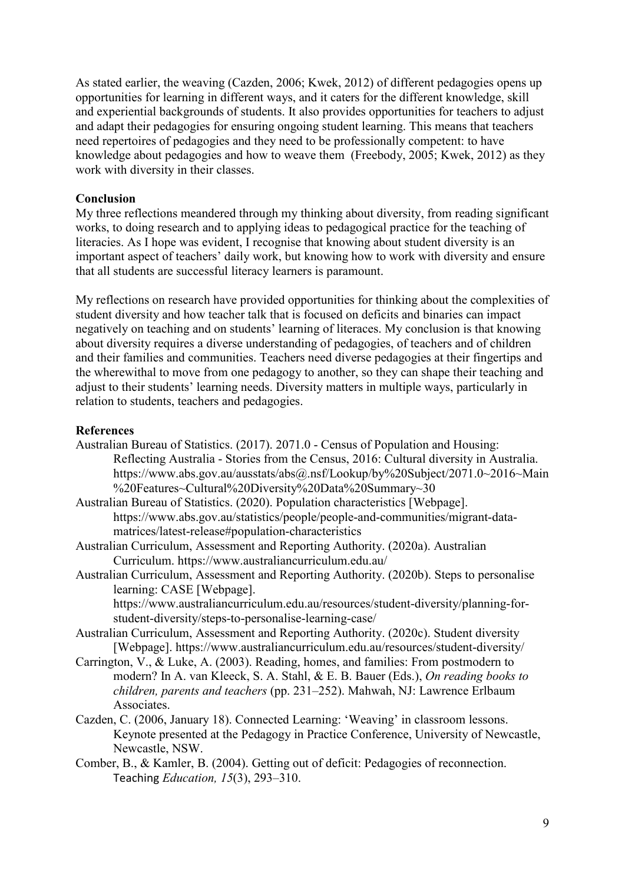As stated earlier, the weaving (Cazden, 2006; Kwek, 2012) of different pedagogies opens up opportunities for learning in different ways, and it caters for the different knowledge, skill and experiential backgrounds of students. It also provides opportunities for teachers to adjust and adapt their pedagogies for ensuring ongoing student learning. This means that teachers need repertoires of pedagogies and they need to be professionally competent: to have knowledge about pedagogies and how to weave them (Freebody, 2005; Kwek, 2012) as they work with diversity in their classes.

**Conclusion**

My three reflections meandered through my thinking about diversity, from reading significant works, to doing research and to applying ideas to pedagogical practice for the teaching of literacies. As I hope was evident, I recognise that knowing about student diversity is an important aspect of teachers' daily work, but knowing how to work with diversity and ensure that all students are successful literacy learners is paramount.

My reflections on research have provided opportunities for thinking about the complexities of student diversity and how teacher talk that is focused on deficits and binaries can impact negatively on teaching and on students' learning of literaces. My conclusion is that knowing about diversity requires a diverse understanding of pedagogies, of teachers and of children and their families and communities. Teachers need diverse pedagogies at their fingertips and the wherewithal to move from one pedagogy to another, so they can shape their teaching and adjust to their students' learning needs. Diversity matters in multiple ways, particularly in relation to students, teachers and pedagogies.

**References**

Australian Bureau of Statistics. (2017). 2071.0 - Census of Population and Housing: Reflecting Australia - Stories from the Census, 2016: Cultural diversity in Australia. https://www.abs.gov.au/ausstats/abs@.nsf/Lookup/by%20Subject/2071.0~2016~Main%20Features~Cultural%20Diversity%20Data%20Summary~30

Australian Bureau of Statistics. (2020). Population characteristics [Webpage]. https://www.abs.gov.au/statistics/people/people-and-communities/migrant-data-matrices/latest-release#population-characteristics

Australian Curriculum, Assessment and Reporting Authority. (2020a). Australian Curriculum. https://www.australiancurriculum.edu.au/

Australian Curriculum, Assessment and Reporting Authority. (2020b). Steps to personalise learning: CASE [Webpage]. https://www.australiancurriculum.edu.au/resources/student-diversity/planning-for-student-diversity/steps-to-personalise-learning-case/

Australian Curriculum, Assessment and Reporting Authority. (2020c). Student diversity [Webpage]. https://www.australiancurriculum.edu.au/resources/student-diversity/

Carrington, V., & Luke, A. (2003). Reading, homes, and families: From postmodern to modern? In A. van Kleeck, S. A. Stahl, & E. B. Bauer (Eds.), *On reading books to children, parents and teachers* (pp. 231–252). Mahwah, NJ: Lawrence Erlbaum Associates.

Cazden, C. (2006, January 18). Connected Learning: 'Weaving' in classroom lessons. Keynote presented at the Pedagogy in Practice Conference, University of Newcastle, Newcastle, NSW.

Comber, B., & Kamler, B. (2004). Getting out of deficit: Pedagogies of reconnection. Teaching *Education, 15*(3), 293–310.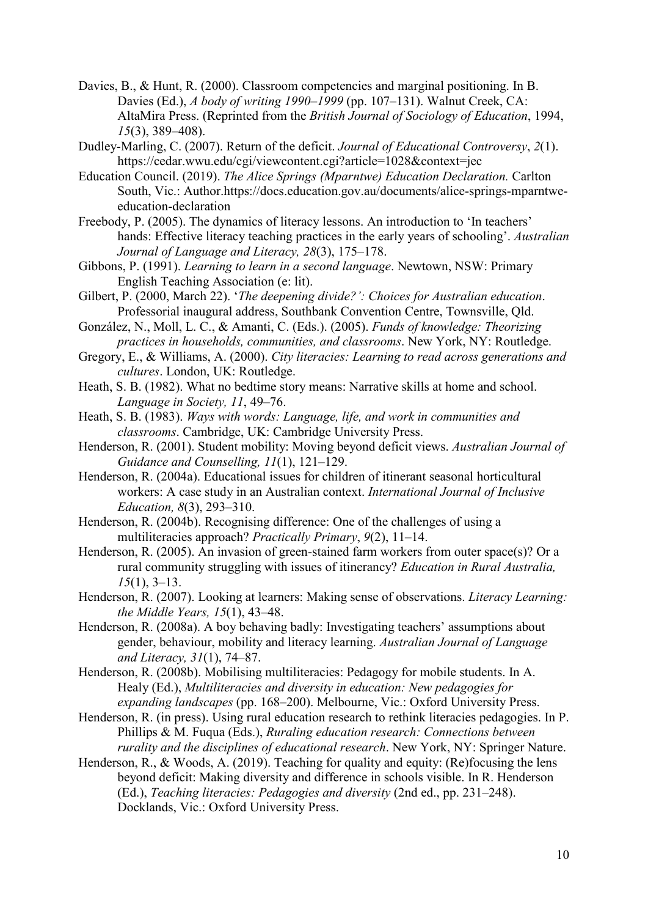Davies, B., & Hunt, R. (2000). Classroom competencies and marginal positioning. In B. Davies (Ed.), *A body of writing 1990–1999* (pp. 107–131). Walnut Creek, CA: AltaMira Press. (Reprinted from the *British Journal of Sociology of Education*, 1994, *15*(3), 389–408).

Dudley-Marling, C. (2007). Return of the deficit. *Journal of Educational Controversy*, *2*(1). https://cedar.wwu.edu/cgi/viewcontent.cgi?article=1028&context=jec

Education Council. (2019). *The Alice Springs (Mparntwe) Education Declaration.* Carlton South, Vic.: Author.https://docs.education.gov.au/documents/alice-springs-mparntwe-education-declaration

Freebody, P. (2005). The dynamics of literacy lessons. An introduction to 'In teachers' hands: Effective literacy teaching practices in the early years of schooling'. *Australian Journal of Language and Literacy, 28*(3), 175–178.

Gibbons, P. (1991). *Learning to learn in a second language*. Newtown, NSW: Primary English Teaching Association (e: lit).

Gilbert, P. (2000, March 22). '*The deepening divide?': Choices for Australian education*. Professorial inaugural address, Southbank Convention Centre, Townsville, Qld.

González, N., Moll, L. C., & Amanti, C. (Eds.). (2005). *Funds of knowledge: Theorizing practices in households, communities, and classrooms*. New York, NY: Routledge.

Gregory, E., & Williams, A. (2000). *City literacies: Learning to read across generations and cultures*. London, UK: Routledge.

Heath, S. B. (1982). What no bedtime story means: Narrative skills at home and school. *Language in Society, 11*, 49–76.

Heath, S. B. (1983). *Ways with words: Language, life, and work in communities and classrooms*. Cambridge, UK: Cambridge University Press.

Henderson, R. (2001). Student mobility: Moving beyond deficit views. *Australian Journal of Guidance and Counselling, 11*(1), 121–129.

Henderson, R. (2004a). Educational issues for children of itinerant seasonal horticultural workers: A case study in an Australian context. *International Journal of Inclusive Education, 8*(3), 293–310.

Henderson, R. (2004b). Recognising difference: One of the challenges of using a multiliteracies approach? *Practically Primary*, *9*(2), 11–14.

Henderson, R. (2005). An invasion of green-stained farm workers from outer space(s)? Or a rural community struggling with issues of itinerancy? *Education in Rural Australia, 15*(1), 3–13.

Henderson, R. (2007). Looking at learners: Making sense of observations. *Literacy Learning: the Middle Years, 15*(1), 43–48.

Henderson, R. (2008a). A boy behaving badly: Investigating teachers' assumptions about gender, behaviour, mobility and literacy learning. *Australian Journal of Language and Literacy, 31*(1), 74–87.

Henderson, R. (2008b). Mobilising multiliteracies: Pedagogy for mobile students. In A. Healy (Ed.), *Multiliteracies and diversity in education: New pedagogies for expanding landscapes* (pp. 168–200). Melbourne, Vic.: Oxford University Press.

Henderson, R. (in press). Using rural education research to rethink literacies pedagogies. In P. Phillips & M. Fuqua (Eds.), *Ruraling education research: Connections between rurality and the disciplines of educational research*. New York, NY: Springer Nature.

Henderson, R., & Woods, A. (2019). Teaching for quality and equity: (Re)focusing the lens beyond deficit: Making diversity and difference in schools visible. In R. Henderson (Ed.), *Teaching literacies: Pedagogies and diversity* (2nd ed., pp. 231–248). Docklands, Vic.: Oxford University Press.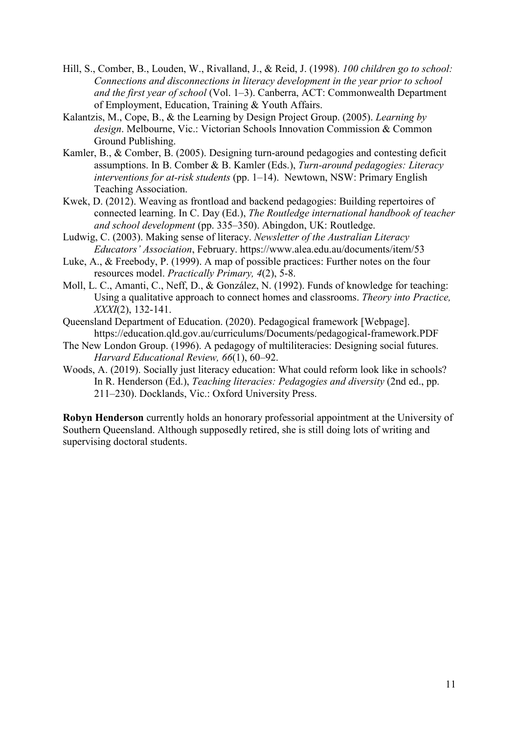Hill, S., Comber, B., Louden, W., Rivalland, J., & Reid, J. (1998). *100 children go to school: Connections and disconnections in literacy development in the year prior to school and the first year of school* (Vol. 1–3). Canberra, ACT: Commonwealth Department of Employment, Education, Training & Youth Affairs.

Kalantzis, M., Cope, B., & the Learning by Design Project Group. (2005). *Learning by design*. Melbourne, Vic.: Victorian Schools Innovation Commission & Common Ground Publishing.

Kamler, B., & Comber, B. (2005). Designing turn-around pedagogies and contesting deficit assumptions. In B. Comber & B. Kamler (Eds.), *Turn-around pedagogies: Literacy interventions for at-risk students* (pp. 1–14). Newtown, NSW: Primary English Teaching Association.

Kwek, D. (2012). Weaving as frontload and backend pedagogies: Building repertoires of connected learning. In C. Day (Ed.), *The Routledge international handbook of teacher and school development* (pp. 335–350). Abingdon, UK: Routledge.

Ludwig, C. (2003). Making sense of literacy. *Newsletter of the Australian Literacy Educators' Association*, February. https://www.alea.edu.au/documents/item/53

Luke, A., & Freebody, P. (1999). A map of possible practices: Further notes on the four resources model. *Practically Primary, 4*(2), 5-8.

Moll, L. C., Amanti, C., Neff, D., & González, N. (1992). Funds of knowledge for teaching: Using a qualitative approach to connect homes and classrooms. *Theory into Practice, XXXI*(2), 132-141.

Queensland Department of Education. (2020). Pedagogical framework [Webpage]. https://education.qld.gov.au/curriculums/Documents/pedagogical-framework.PDF

The New London Group. (1996). A pedagogy of multiliteracies: Designing social futures. *Harvard Educational Review, 66*(1), 60–92.

Woods, A. (2019). Socially just literacy education: What could reform look like in schools? In R. Henderson (Ed.), *Teaching literacies: Pedagogies and diversity* (2nd ed., pp. 211–230). Docklands, Vic.: Oxford University Press.

**Robyn Henderson** currently holds an honorary professorial appointment at the University of Southern Queensland. Although supposedly retired, she is still doing lots of writing and supervising doctoral students.